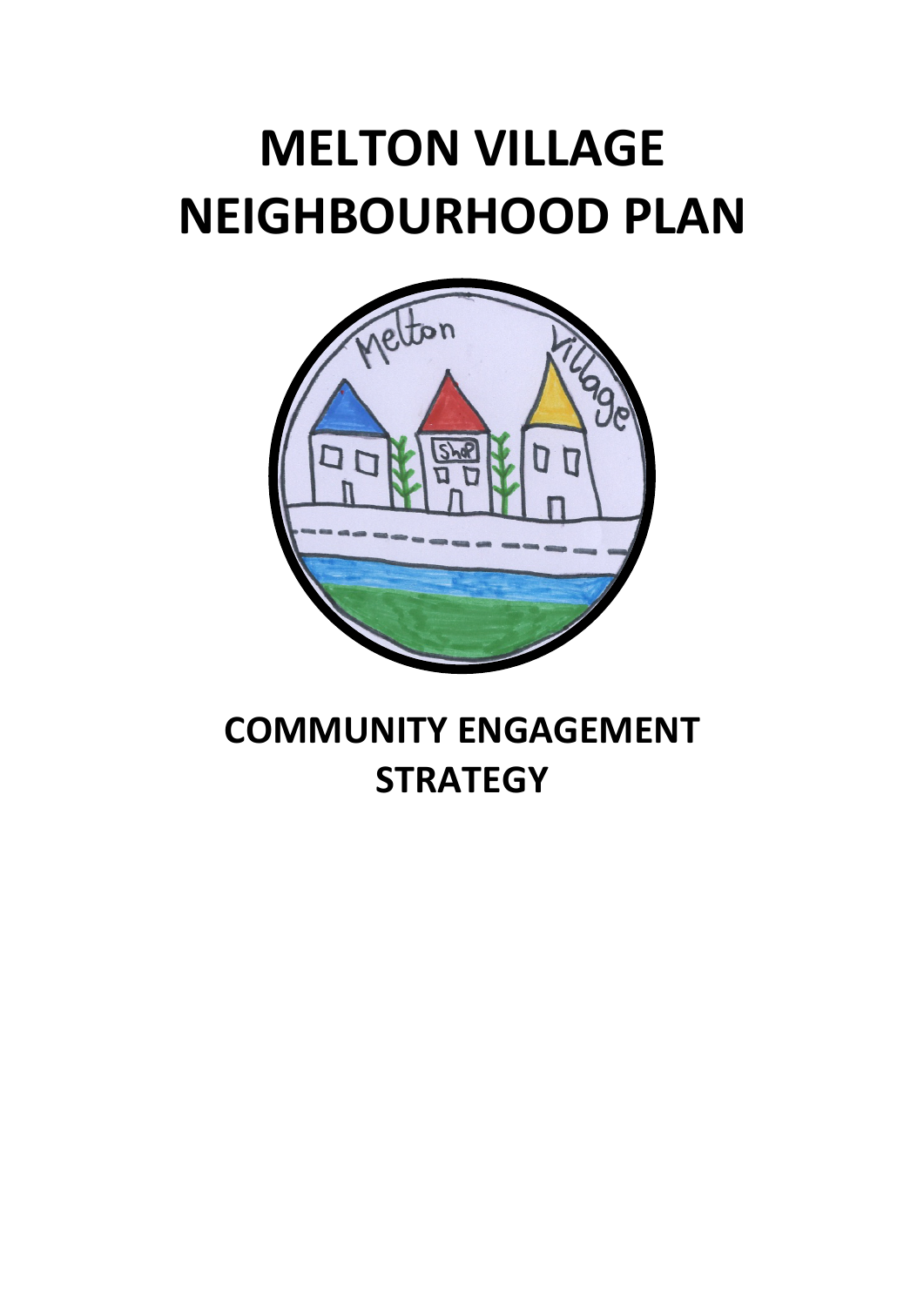# MELTON VILLAGE NEIGHBOURHOOD PLAN

## COMMUNITY ENGAGEMENT STRATEGY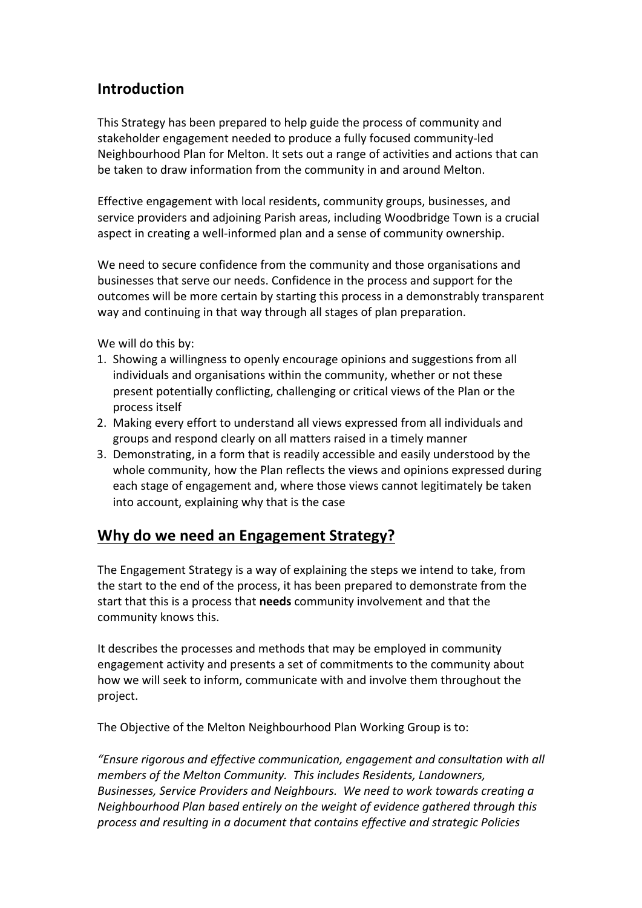## Introduction

This Strategy has been prepared to help guide the process of community and stakeholder engagement needed to produce a fully focused community-led Neighbourhood Plan for Melton. It sets out a range of activities and actions that can be taken to draw information from the community in and around Melton.

Effective engagement with local residents, community groups, businesses, and service providers and adjoining Parish areas, including Woodbridge Town is a crucial aspect in creating a well-informed plan and a sense of community ownership.

We need to secure confidence from the community and those organisations and businesses that serve our needs. Confidence in the process and support for the outcomes will be more certain by starting this process in a demonstrably transparent way and continuing in that way through all stages of plan preparation.

We will do this by:

1. Showing a willingness to openly encourage opinions and suggestions from all individuals and organisations within the community, whether or not these present potentially conflicting, challenging or critical views of the Plan or the process itself
2. Making every effort to understand all views expressed from all individuals and groups and respond clearly on all matters raised in a timely manner
3. Demonstrating, in a form that is readily accessible and easily understood by the whole community, how the Plan reflects the views and opinions expressed during each stage of engagement and, where those views cannot legitimately be taken into account, explaining why that is the case

## Why do we need an Engagement Strategy?

The Engagement Strategy is a way of explaining the steps we intend to take, from the start to the end of the process, it has been prepared to demonstrate from the start that this is a process that **needs** community involvement and that the community knows this.

It describes the processes and methods that may be employed in community engagement activity and presents a set of commitments to the community about how we will seek to inform, communicate with and involve them throughout the project.

The Objective of the Melton Neighbourhood Plan Working Group is to:

*"Ensure rigorous and effective communication, engagement and consultation with all members of the Melton Community. This includes Residents, Landowners, Businesses, Service Providers and Neighbours. We need to work towards creating a Neighbourhood Plan based entirely on the weight of evidence gathered through this process and resulting in a document that contains effective and strategic Policies*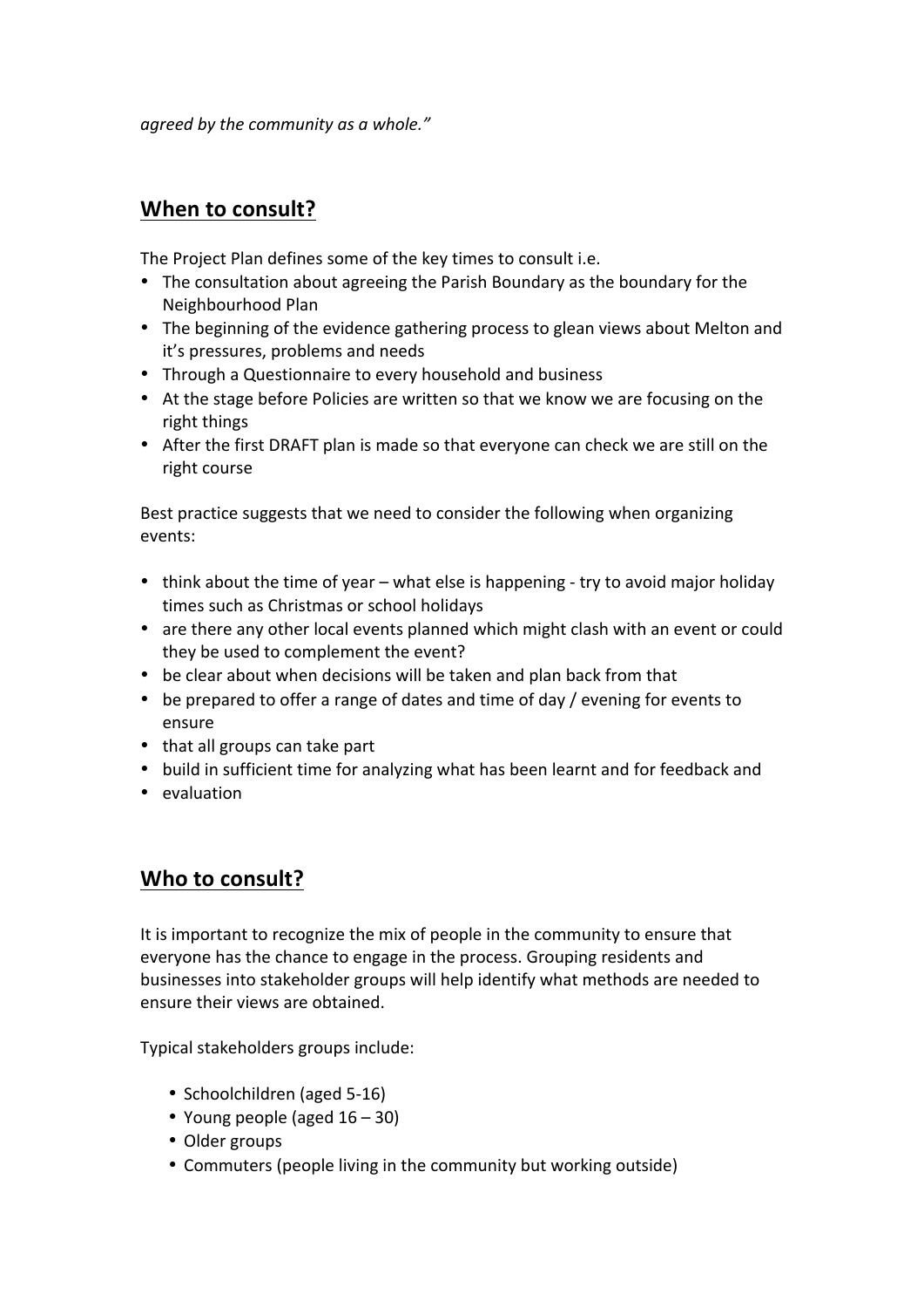*agreed by the community as a whole."*

## When to consult?

The Project Plan defines some of the key times to consult i.e.

- The consultation about agreeing the Parish Boundary as the boundary for the Neighbourhood Plan
- The beginning of the evidence gathering process to glean views about Melton and it's pressures, problems and needs
- Through a Questionnaire to every household and business
- At the stage before Policies are written so that we know we are focusing on the right things
- After the first DRAFT plan is made so that everyone can check we are still on the right course

Best practice suggests that we need to consider the following when organizing events:

- think about the time of year – what else is happening - try to avoid major holiday times such as Christmas or school holidays
- are there any other local events planned which might clash with an event or could they be used to complement the event?
- be clear about when decisions will be taken and plan back from that
- be prepared to offer a range of dates and time of day / evening for events to ensure
- that all groups can take part
- build in sufficient time for analyzing what has been learnt and for feedback and
- evaluation

## Who to consult?

It is important to recognize the mix of people in the community to ensure that everyone has the chance to engage in the process. Grouping residents and businesses into stakeholder groups will help identify what methods are needed to ensure their views are obtained.

Typical stakeholders groups include:

- Schoolchildren (aged 5-16)
- Young people (aged 16 – 30)
- Older groups
- Commuters (people living in the community but working outside)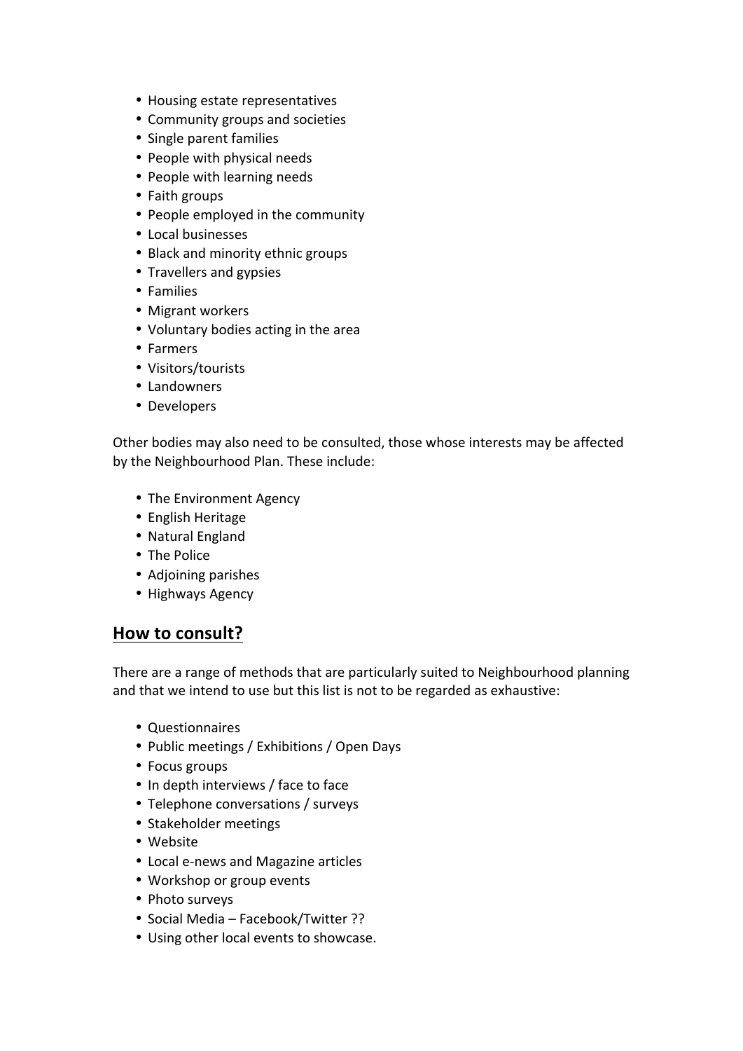- Housing estate representatives
- Community groups and societies
- Single parent families
- People with physical needs
- People with learning needs
- Faith groups
- People employed in the community
- Local businesses
- Black and minority ethnic groups
- Travellers and gypsies
- Families
- Migrant workers
- Voluntary bodies acting in the area
- Farmers
- Visitors/tourists
- Landowners
- Developers

Other bodies may also need to be consulted, those whose interests may be affected by the Neighbourhood Plan. These include:

- The Environment Agency
- English Heritage
- Natural England
- The Police
- Adjoining parishes
- Highways Agency

## **How to consult?**

There are a range of methods that are particularly suited to Neighbourhood planning and that we intend to use but this list is not to be regarded as exhaustive:

- Questionnaires
- Public meetings / Exhibitions / Open Days
- Focus groups
- In depth interviews / face to face
- Telephone conversations / surveys
- Stakeholder meetings
- Website
- Local e-news and Magazine articles
- Workshop or group events
- Photo surveys
- Social Media – Facebook/Twitter ??
- Using other local events to showcase.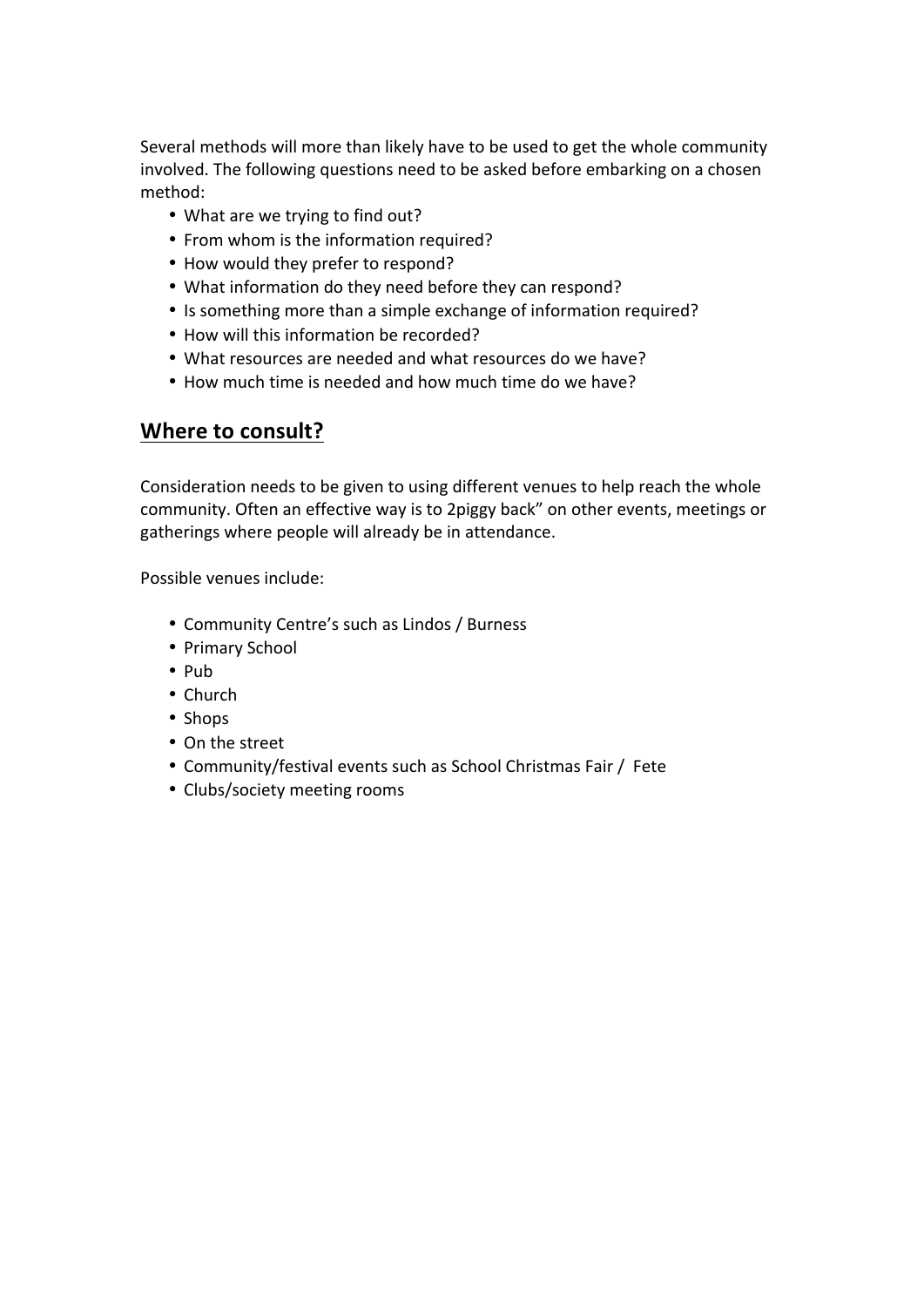Several methods will more than likely have to be used to get the whole community involved. The following questions need to be asked before embarking on a chosen method:

- What are we trying to find out?
- From whom is the information required?
- How would they prefer to respond?
- What information do they need before they can respond?
- Is something more than a simple exchange of information required?
- How will this information be recorded?
- What resources are needed and what resources do we have?
- How much time is needed and how much time do we have?

## Where to consult?

Consideration needs to be given to using different venues to help reach the whole community. Often an effective way is to 2piggy back" on other events, meetings or gatherings where people will already be in attendance.

Possible venues include:

- Community Centre's such as Lindos / Burness
- Primary School
- Pub
- Church
- Shops
- On the street
- Community/festival events such as School Christmas Fair / Fete
- Clubs/society meeting rooms